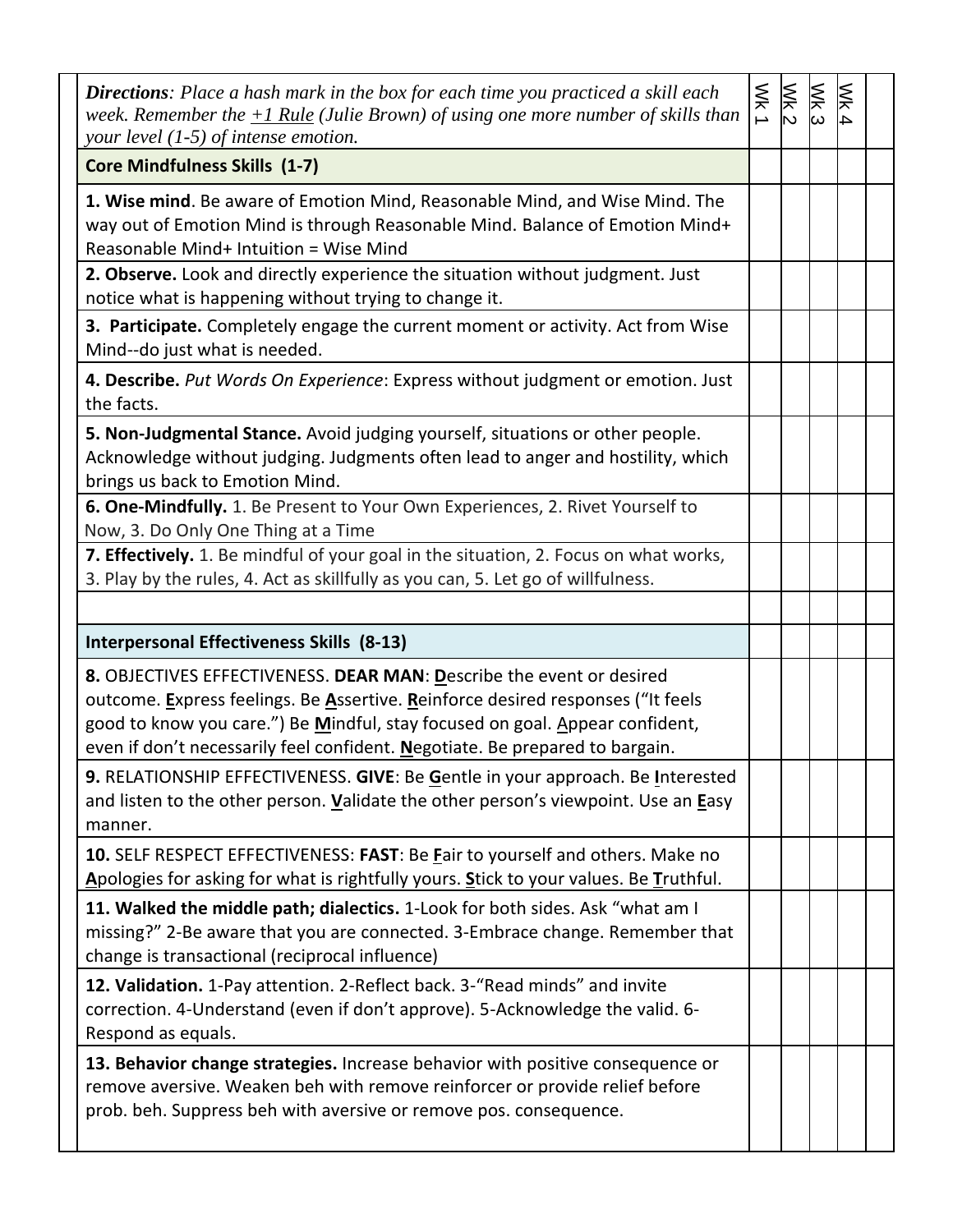| ***Directions**: Place a hash mark in the box for each time you practiced a skill each week. Remember the +1 Rule (Julie Brown) of using one more number of skills than your level (1-5) of intense emotion.* | Wk 1 | Wk 2 | Wk 3 | Wk 4 | |
|---|---|---|---|---|---|
| **Core Mindfulness Skills (1-7)** | | | | | |
| **1. Wise mind**. Be aware of Emotion Mind, Reasonable Mind, and Wise Mind. The way out of Emotion Mind is through Reasonable Mind. Balance of Emotion Mind+ Reasonable Mind+ Intuition = Wise Mind | | | | | |
| **2. Observe.** Look and directly experience the situation without judgment. Just notice what is happening without trying to change it. | | | | | |
| **3. Participate.** Completely engage the current moment or activity. Act from Wise Mind--do just what is needed. | | | | | |
| **4. Describe.** *Put Words On Experience*: Express without judgment or emotion. Just the facts. | | | | | |
| **5. Non-Judgmental Stance.** Avoid judging yourself, situations or other people. Acknowledge without judging. Judgments often lead to anger and hostility, which brings us back to Emotion Mind. | | | | | |
| **6. One-Mindfully.** 1. Be Present to Your Own Experiences, 2. Rivet Yourself to Now, 3. Do Only One Thing at a Time | | | | | |
| **7. Effectively.** 1. Be mindful of your goal in the situation, 2. Focus on what works, 3. Play by the rules, 4. Act as skillfully as you can, 5. Let go of willfulness. | | | | | |
| | | | | | |
| **Interpersonal Effectiveness Skills (8-13)** | | | | | |
| **8.** OBJECTIVES EFFECTIVENESS. **DEAR MAN**: **D**escribe the event or desired outcome. **E**xpress feelings. Be **A**ssertive. **R**einforce desired responses ("It feels good to know you care.") Be **M**indful, stay focused on goal. Appear confident, even if don't necessarily feel confident. **N**egotiate. Be prepared to bargain. | | | | | |
| **9.** RELATIONSHIP EFFECTIVENESS. **GIVE**: Be **G**entle in your approach. Be **I**nterested and listen to the other person. **V**alidate the other person's viewpoint. Use an **E**asy manner. | | | | | |
| **10.** SELF RESPECT EFFECTIVENESS: **FAST**: Be **F**air to yourself and others. Make no **A**pologies for asking for what is rightfully yours. **S**tick to your values. Be **T**ruthful. | | | | | |
| **11. Walked the middle path; dialectics.** 1-Look for both sides. Ask "what am I missing?" 2-Be aware that you are connected. 3-Embrace change. Remember that change is transactional (reciprocal influence) | | | | | |
| **12. Validation.** 1-Pay attention. 2-Reflect back. 3-"Read minds" and invite correction. 4-Understand (even if don't approve). 5-Acknowledge the valid. 6-Respond as equals. | | | | | |
| **13. Behavior change strategies.** Increase behavior with positive consequence or remove aversive. Weaken beh with remove reinforcer or provide relief before prob. beh. Suppress beh with aversive or remove pos. consequence. | | | | | |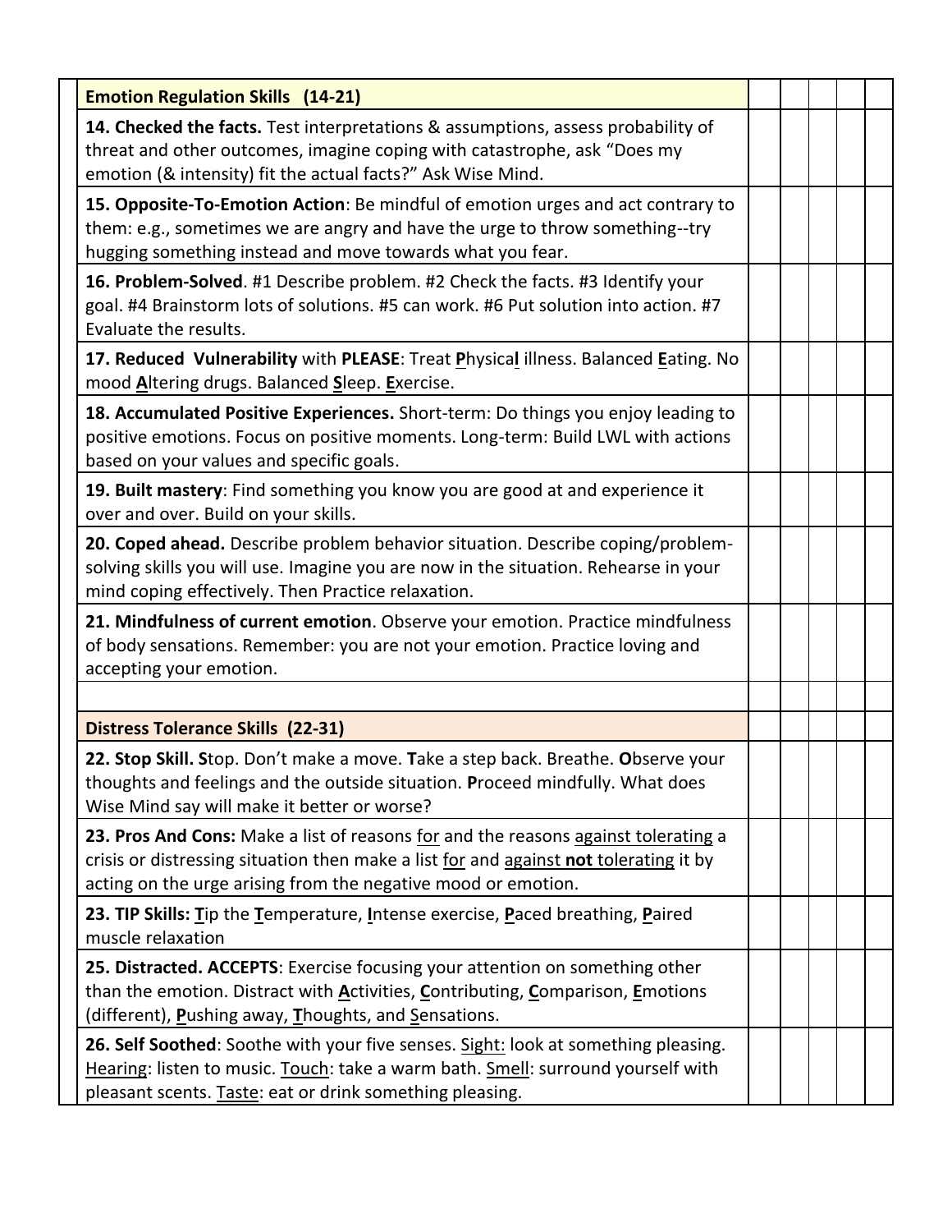| **Emotion Regulation Skills (14-21)** | | | | | |
|---|---|---|---|---|---|
| **14. Checked the facts.** Test interpretations & assumptions, assess probability of threat and other outcomes, imagine coping with catastrophe, ask "Does my emotion (& intensity) fit the actual facts?" Ask Wise Mind. | | | | | |
| **15. Opposite-To-Emotion Action**: Be mindful of emotion urges and act contrary to them: e.g., sometimes we are angry and have the urge to throw something--try hugging something instead and move towards what you fear. | | | | | |
| **16. Problem-Solved**. #1 Describe problem. #2 Check the facts. #3 Identify your goal. #4 Brainstorm lots of solutions. #5 can work. #6 Put solution into action. #7 Evaluate the results. | | | | | |
| **17. Reduced Vulnerability** with **PLEASE**: Treat **P**hysica**l** illness. Balanced **E**ating. No mood **A**ltering drugs. Balanced **S**leep. **E**xercise. | | | | | |
| **18. Accumulated Positive Experiences.** Short-term: Do things you enjoy leading to positive emotions. Focus on positive moments. Long-term: Build LWL with actions based on your values and specific goals. | | | | | |
| **19. Built mastery**: Find something you know you are good at and experience it over and over. Build on your skills. | | | | | |
| **20. Coped ahead.** Describe problem behavior situation. Describe coping/problem-solving skills you will use. Imagine you are now in the situation. Rehearse in your mind coping effectively. Then Practice relaxation. | | | | | |
| **21. Mindfulness of current emotion**. Observe your emotion. Practice mindfulness of body sensations. Remember: you are not your emotion. Practice loving and accepting your emotion. | | | | | |
| | | | | | |
| **Distress Tolerance Skills (22-31)** | | | | | |
| **22. Stop Skill. S**top. Don't make a move. **T**ake a step back. Breathe. **O**bserve your thoughts and feelings and the outside situation. **P**roceed mindfully. What does Wise Mind say will make it better or worse? | | | | | |
| **23. Pros And Cons:** Make a list of reasons for and the reasons against tolerating a crisis or distressing situation then make a list for and against **not** tolerating it by acting on the urge arising from the negative mood or emotion. | | | | | |
| **23. TIP Skills: T**ip the **T**emperature, **I**ntense exercise, **P**aced breathing, **P**aired muscle relaxation | | | | | |
| **25. Distracted. ACCEPTS**: Exercise focusing your attention on something other than the emotion. Distract with **A**ctivities, **C**ontributing, **C**omparison, **E**motions (different), **P**ushing away, **T**houghts, and **S**ensations. | | | | | |
| **26. Self Soothed**: Soothe with your five senses. Sight: look at something pleasing. Hearing: listen to music. Touch: take a warm bath. Smell: surround yourself with pleasant scents. Taste: eat or drink something pleasing. | | | | | |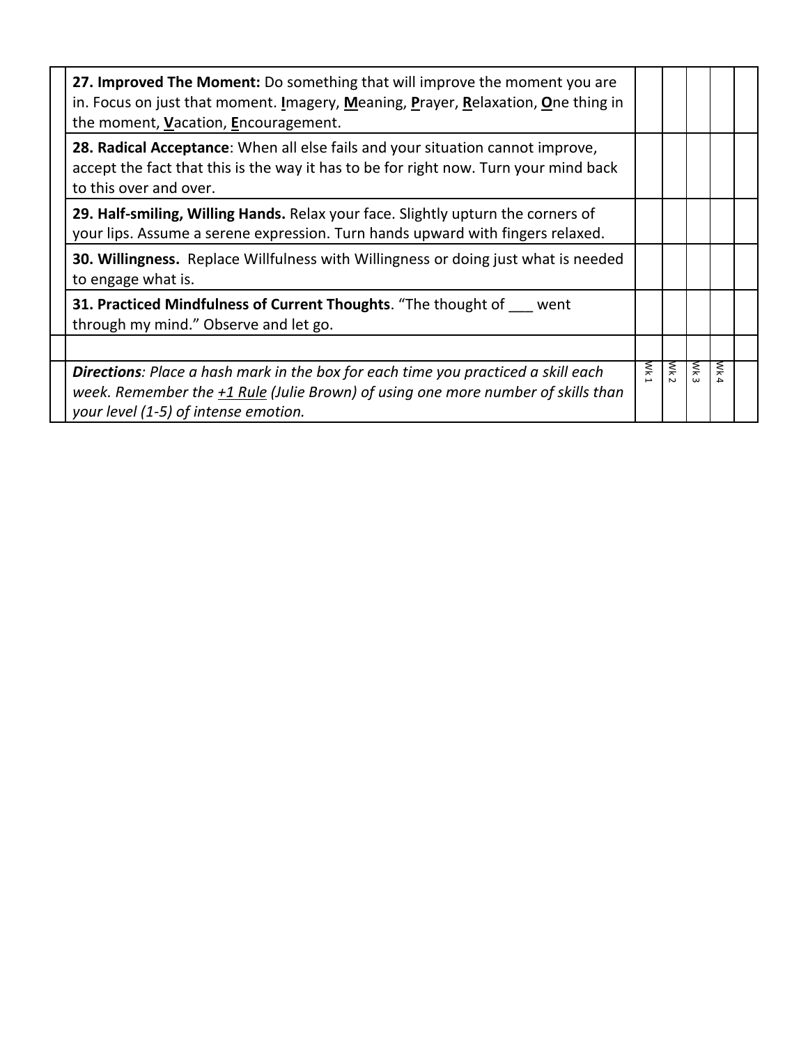| | | | | | | |
|---|---|---|---|---|---|---|
| | **27. Improved The Moment:** Do something that will improve the moment you are in. Focus on just that moment. **I**magery, **M**eaning, **P**rayer, **R**elaxation, **O**ne thing in the moment, **V**acation, **E**ncouragement. | | | | | |
| | **28. Radical Acceptance**: When all else fails and your situation cannot improve, accept the fact that this is the way it has to be for right now. Turn your mind back to this over and over. | | | | | |
| | **29. Half-smiling, Willing Hands.** Relax your face. Slightly upturn the corners of your lips. Assume a serene expression. Turn hands upward with fingers relaxed. | | | | | |
| | **30. Willingness.** Replace Willfulness with Willingness or doing just what is needed to engage what is. | | | | | |
| | **31. Practiced Mindfulness of Current Thoughts**. "The thought of ___ went through my mind." Observe and let go. | | | | | |
| | | | | | | |
| | ***Directions**: Place a hash mark in the box for each time you practiced a skill each week. Remember the +1 Rule (Julie Brown) of using one more number of skills than your level (1-5) of intense emotion.* | Wk 1 | Wk 2 | Wk 3 | Wk 4 | |